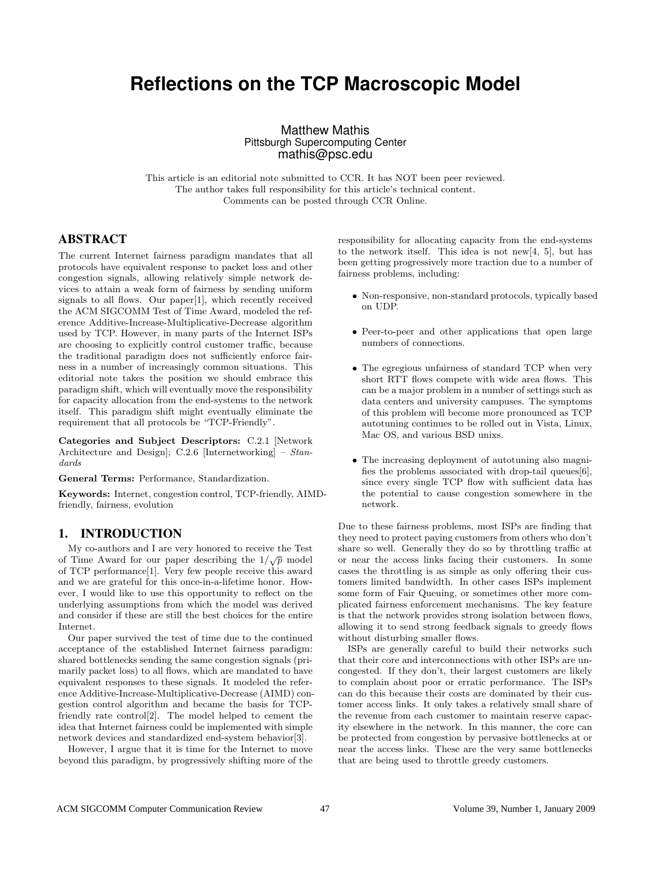# Reflections on the TCP Macroscopic Model

Matthew Mathis
Pittsburgh Supercomputing Center
mathis@psc.edu

This article is an editorial note submitted to CCR. It has NOT been peer reviewed.
The author takes full responsibility for this article's technical content.
Comments can be posted through CCR Online.

## ABSTRACT

The current Internet fairness paradigm mandates that all protocols have equivalent response to packet loss and other congestion signals, allowing relatively simple network devices to attain a weak form of fairness by sending uniform signals to all flows. Our paper[1], which recently received the ACM SIGCOMM Test of Time Award, modeled the reference Additive-Increase-Multiplicative-Decrease algorithm used by TCP. However, in many parts of the Internet ISPs are choosing to explicitly control customer traffic, because the traditional paradigm does not sufficiently enforce fairness in a number of increasingly common situations. This editorial note takes the position we should embrace this paradigm shift, which will eventually move the responsibility for capacity allocation from the end-systems to the network itself. This paradigm shift might eventually eliminate the requirement that all protocols be "TCP-Friendly".

**Categories and Subject Descriptors:** C.2.1 [Network Architecture and Design]; C.2.6 [Internetworking] – *Standards*

**General Terms:** Performance, Standardization.

**Keywords:** Internet, congestion control, TCP-friendly, AIMD-friendly, fairness, evolution

## 1. INTRODUCTION

My co-authors and I are very honored to receive the Test of Time Award for our paper describing the $1/\sqrt{p}$ model of TCP performance[1]. Very few people receive this award and we are grateful for this once-in-a-lifetime honor. However, I would like to use this opportunity to reflect on the underlying assumptions from which the model was derived and consider if these are still the best choices for the entire Internet.

Our paper survived the test of time due to the continued acceptance of the established Internet fairness paradigm: shared bottlenecks sending the same congestion signals (primarily packet loss) to all flows, which are mandated to have equivalent responses to these signals. It modeled the reference Additive-Increase-Multiplicative-Decrease (AIMD) congestion control algorithm and became the basis for TCP-friendly rate control[2]. The model helped to cement the idea that Internet fairness could be implemented with simple network devices and standardized end-system behavior[3].

However, I argue that it is time for the Internet to move beyond this paradigm, by progressively shifting more of the responsibility for allocating capacity from the end-systems to the network itself. This idea is not new[4, 5], but has been getting progressively more traction due to a number of fairness problems, including:

- Non-responsive, non-standard protocols, typically based on UDP.
- Peer-to-peer and other applications that open large numbers of connections.
- The egregious unfairness of standard TCP when very short RTT flows compete with wide area flows. This can be a major problem in a number of settings such as data centers and university campuses. The symptoms of this problem will become more pronounced as TCP autotuning continues to be rolled out in Vista, Linux, Mac OS, and various BSD unixs.
- The increasing deployment of autotuning also magnifies the problems associated with drop-tail queues[6], since every single TCP flow with sufficient data has the potential to cause congestion somewhere in the network.

Due to these fairness problems, most ISPs are finding that they need to protect paying customers from others who don't share so well. Generally they do so by throttling traffic at or near the access links facing their customers. In some cases the throttling is as simple as only offering their customers limited bandwidth. In other cases ISPs implement some form of Fair Queuing, or sometimes other more complicated fairness enforcement mechanisms. The key feature is that the network provides strong isolation between flows, allowing it to send strong feedback signals to greedy flows without disturbing smaller flows.

ISPs are generally careful to build their networks such that their core and interconnections with other ISPs are uncongested. If they don't, their largest customers are likely to complain about poor or erratic performance. The ISPs can do this because their costs are dominated by their customer access links. It only takes a relatively small share of the revenue from each customer to maintain reserve capacity elsewhere in the network. In this manner, the core can be protected from congestion by pervasive bottlenecks at or near the access links. These are the very same bottlenecks that are being used to throttle greedy customers.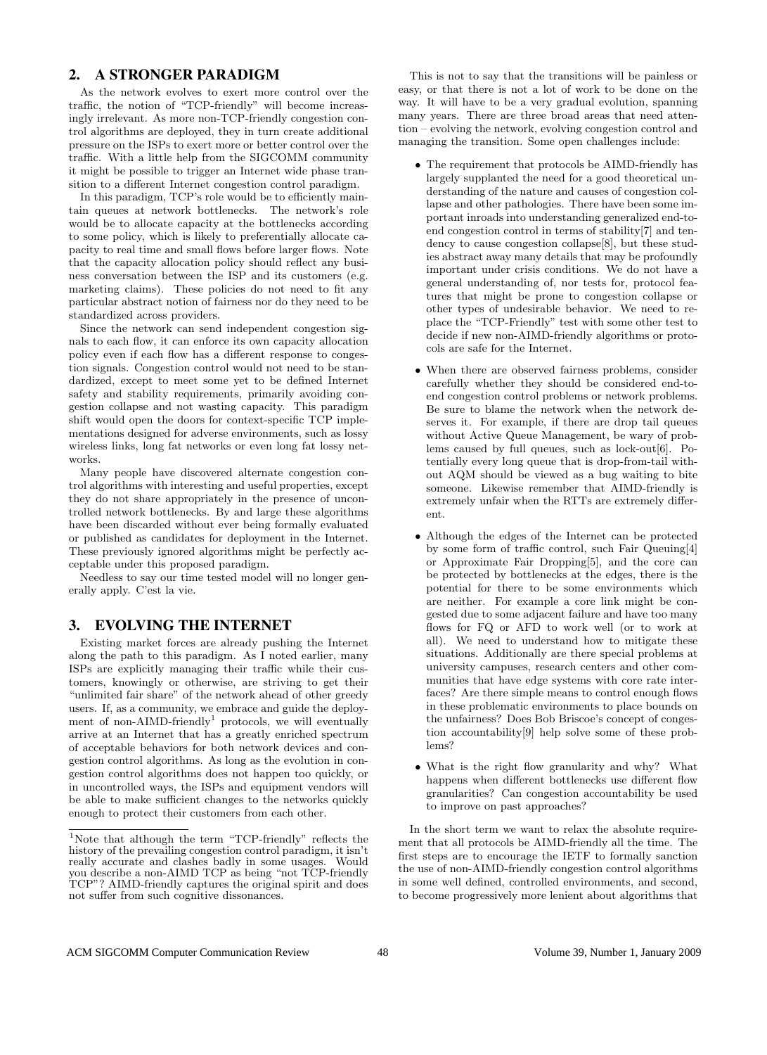## 2. A STRONGER PARADIGM

As the network evolves to exert more control over the traffic, the notion of "TCP-friendly" will become increasingly irrelevant. As more non-TCP-friendly congestion control algorithms are deployed, they in turn create additional pressure on the ISPs to exert more or better control over the traffic. With a little help from the SIGCOMM community it might be possible to trigger an Internet wide phase transition to a different Internet congestion control paradigm.

In this paradigm, TCP's role would be to efficiently maintain queues at network bottlenecks. The network's role would be to allocate capacity at the bottlenecks according to some policy, which is likely to preferentially allocate capacity to real time and small flows before larger flows. Note that the capacity allocation policy should reflect any business conversation between the ISP and its customers (e.g. marketing claims). These policies do not need to fit any particular abstract notion of fairness nor do they need to be standardized across providers.

Since the network can send independent congestion signals to each flow, it can enforce its own capacity allocation policy even if each flow has a different response to congestion signals. Congestion control would not need to be standardized, except to meet some yet to be defined Internet safety and stability requirements, primarily avoiding congestion collapse and not wasting capacity. This paradigm shift would open the doors for context-specific TCP implementations designed for adverse environments, such as lossy wireless links, long fat networks or even long fat lossy networks.

Many people have discovered alternate congestion control algorithms with interesting and useful properties, except they do not share appropriately in the presence of uncontrolled network bottlenecks. By and large these algorithms have been discarded without ever being formally evaluated or published as candidates for deployment in the Internet. These previously ignored algorithms might be perfectly acceptable under this proposed paradigm.

Needless to say our time tested model will no longer generally apply. C'est la vie.

## 3. EVOLVING THE INTERNET

Existing market forces are already pushing the Internet along the path to this paradigm. As I noted earlier, many ISPs are explicitly managing their traffic while their customers, knowingly or otherwise, are striving to get their "unlimited fair share" of the network ahead of other greedy users. If, as a community, we embrace and guide the deployment of non-AIMD-friendly[1] protocols, we will eventually arrive at an Internet that has a greatly enriched spectrum of acceptable behaviors for both network devices and congestion control algorithms. As long as the evolution in congestion control algorithms does not happen too quickly, or in uncontrolled ways, the ISPs and equipment vendors will be able to make sufficient changes to the networks quickly enough to protect their customers from each other.

This is not to say that the transitions will be painless or easy, or that there is not a lot of work to be done on the way. It will have to be a very gradual evolution, spanning many years. There are three broad areas that need attention – evolving the network, evolving congestion control and managing the transition. Some open challenges include:

- The requirement that protocols be AIMD-friendly has largely supplanted the need for a good theoretical understanding of the nature and causes of congestion collapse and other pathologies. There have been some important inroads into understanding generalized end-to-end congestion control in terms of stability[7] and tendency to cause congestion collapse[8], but these studies abstract away many details that may be profoundly important under crisis conditions. We do not have a general understanding of, nor tests for, protocol features that might be prone to congestion collapse or other types of undesirable behavior. We need to replace the "TCP-Friendly" test with some other test to decide if new non-AIMD-friendly algorithms or protocols are safe for the Internet.

- When there are observed fairness problems, consider carefully whether they should be considered end-to-end congestion control problems or network problems. Be sure to blame the network when the network deserves it. For example, if there are drop tail queues without Active Queue Management, be wary of problems caused by full queues, such as lock-out[6]. Potentially every long queue that is drop-from-tail without AQM should be viewed as a bug waiting to bite someone. Likewise remember that AIMD-friendly is extremely unfair when the RTTs are extremely different.

- Although the edges of the Internet can be protected by some form of traffic control, such Fair Queuing[4] or Approximate Fair Dropping[5], and the core can be protected by bottlenecks at the edges, there is the potential for there to be some environments which are neither. For example a core link might be congested due to some adjacent failure and have too many flows for FQ or AFD to work well (or to work at all). We need to understand how to mitigate these situations. Additionally are there special problems at university campuses, research centers and other communities that have edge systems with core rate interfaces? Are there simple means to control enough flows in these problematic environments to place bounds on the unfairness? Does Bob Briscoe's concept of congestion accountability[9] help solve some of these problems?

- What is the right flow granularity and why? What happens when different bottlenecks use different flow granularities? Can congestion accountability be used to improve on past approaches?

In the short term we want to relax the absolute requirement that all protocols be AIMD-friendly all the time. The first steps are to encourage the IETF to formally sanction the use of non-AIMD-friendly congestion control algorithms in some well defined, controlled environments, and second, to become progressively more lenient about algorithms that

---

[1] Note that although the term "TCP-friendly" reflects the history of the prevailing congestion control paradigm, it isn't really accurate and clashes badly in some usages. Would you describe a non-AIMD TCP as being "not TCP-friendly TCP"? AIMD-friendly captures the original spirit and does not suffer from such cognitive dissonances.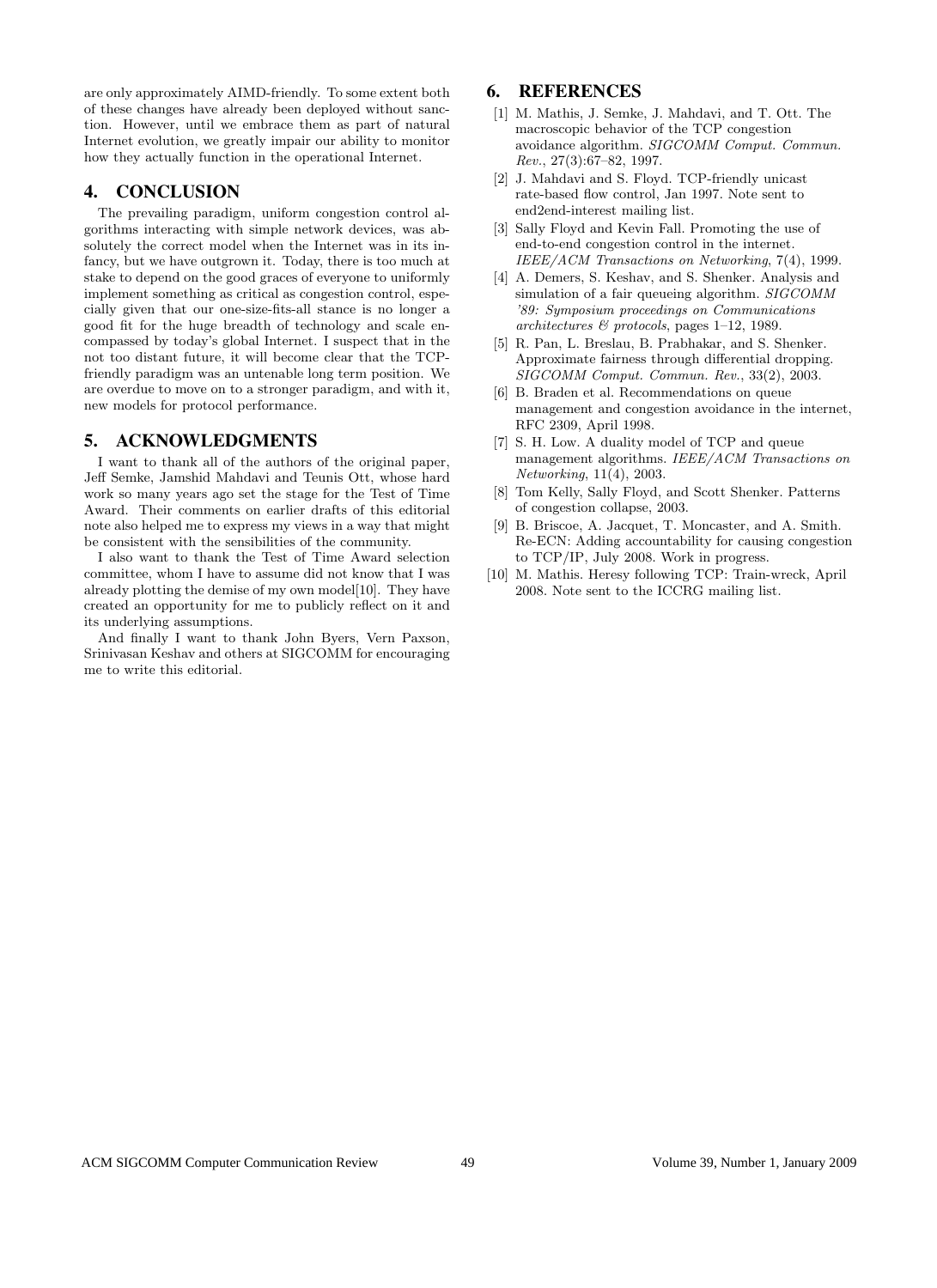are only approximately AIMD-friendly. To some extent both of these changes have already been deployed without sanction. However, until we embrace them as part of natural Internet evolution, we greatly impair our ability to monitor how they actually function in the operational Internet.

## 4. CONCLUSION

The prevailing paradigm, uniform congestion control algorithms interacting with simple network devices, was absolutely the correct model when the Internet was in its infancy, but we have outgrown it. Today, there is too much at stake to depend on the good graces of everyone to uniformly implement something as critical as congestion control, especially given that our one-size-fits-all stance is no longer a good fit for the huge breadth of technology and scale encompassed by today's global Internet. I suspect that in the not too distant future, it will become clear that the TCP-friendly paradigm was an untenable long term position. We are overdue to move on to a stronger paradigm, and with it, new models for protocol performance.

## 5. ACKNOWLEDGMENTS

I want to thank all of the authors of the original paper, Jeff Semke, Jamshid Mahdavi and Teunis Ott, whose hard work so many years ago set the stage for the Test of Time Award. Their comments on earlier drafts of this editorial note also helped me to express my views in a way that might be consistent with the sensibilities of the community.

I also want to thank the Test of Time Award selection committee, whom I have to assume did not know that I was already plotting the demise of my own model[10]. They have created an opportunity for me to publicly reflect on it and its underlying assumptions.

And finally I want to thank John Byers, Vern Paxson, Srinivasan Keshav and others at SIGCOMM for encouraging me to write this editorial.

## 6. REFERENCES

[1] M. Mathis, J. Semke, J. Mahdavi, and T. Ott. The macroscopic behavior of the TCP congestion avoidance algorithm. *SIGCOMM Comput. Commun. Rev.*, 27(3):67–82, 1997.

[2] J. Mahdavi and S. Floyd. TCP-friendly unicast rate-based flow control, Jan 1997. Note sent to end2end-interest mailing list.

[3] Sally Floyd and Kevin Fall. Promoting the use of end-to-end congestion control in the internet. *IEEE/ACM Transactions on Networking*, 7(4), 1999.

[4] A. Demers, S. Keshav, and S. Shenker. Analysis and simulation of a fair queueing algorithm. *SIGCOMM '89: Symposium proceedings on Communications architectures & protocols*, pages 1–12, 1989.

[5] R. Pan, L. Breslau, B. Prabhakar, and S. Shenker. Approximate fairness through differential dropping. *SIGCOMM Comput. Commun. Rev.*, 33(2), 2003.

[6] B. Braden et al. Recommendations on queue management and congestion avoidance in the internet, RFC 2309, April 1998.

[7] S. H. Low. A duality model of TCP and queue management algorithms. *IEEE/ACM Transactions on Networking*, 11(4), 2003.

[8] Tom Kelly, Sally Floyd, and Scott Shenker. Patterns of congestion collapse, 2003.

[9] B. Briscoe, A. Jacquet, T. Moncaster, and A. Smith. Re-ECN: Adding accountability for causing congestion to TCP/IP, July 2008. Work in progress.

[10] M. Mathis. Heresy following TCP: Train-wreck, April 2008. Note sent to the ICCRG mailing list.